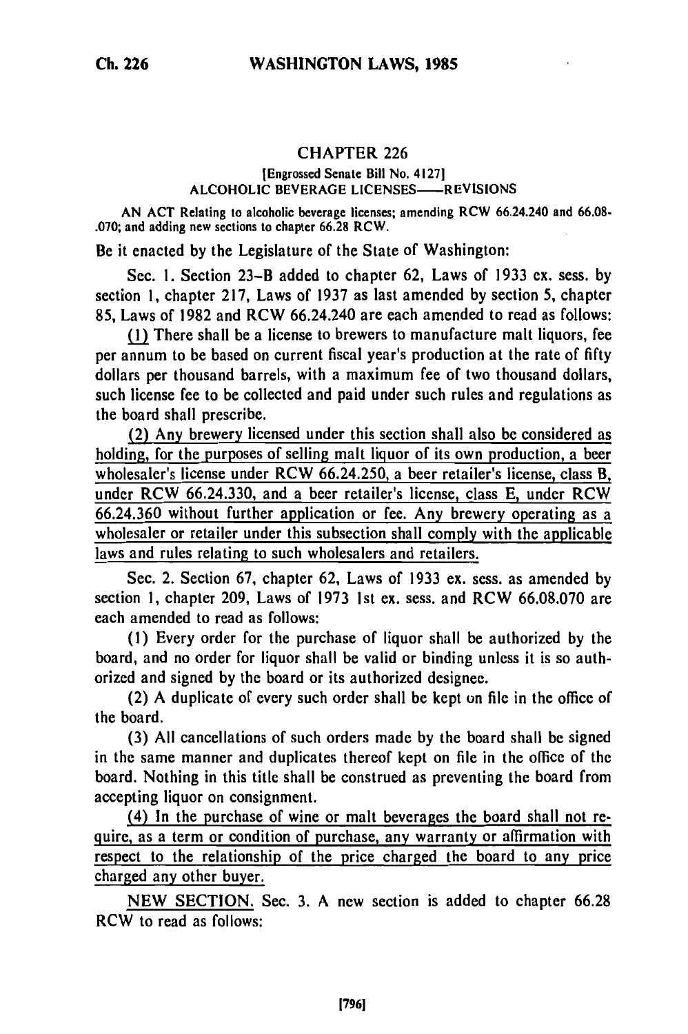# CHAPTER 226

[Engrossed Senate Bill No. 4127]

ALCOHOLIC BEVERAGE LICENSES——REVISIONS

AN ACT Relating to alcoholic beverage licenses; amending RCW 66.24.240 and 66.08.070; and adding new sections to chapter 66.28 RCW.

Be it enacted by the Legislature of the State of Washington:

Sec. 1. Section 23-B added to chapter 62, Laws of 1933 ex. sess. by section 1, chapter 217, Laws of 1937 as last amended by section 5, chapter 85, Laws of 1982 and RCW 66.24.240 are each amended to read as follows:

(1) There shall be a license to brewers to manufacture malt liquors, fee per annum to be based on current fiscal year's production at the rate of fifty dollars per thousand barrels, with a maximum fee of two thousand dollars, such license fee to be collected and paid under such rules and regulations as the board shall prescribe.

(2) Any brewery licensed under this section shall also be considered as holding, for the purposes of selling malt liquor of its own production, a beer wholesaler's license under RCW 66.24.250, a beer retailer's license, class B, under RCW 66.24.330, and a beer retailer's license, class E, under RCW 66.24.360 without further application or fee. Any brewery operating as a wholesaler or retailer under this subsection shall comply with the applicable laws and rules relating to such wholesalers and retailers.

Sec. 2. Section 67, chapter 62, Laws of 1933 ex. sess. as amended by section 1, chapter 209, Laws of 1973 1st ex. sess. and RCW 66.08.070 are each amended to read as follows:

(1) Every order for the purchase of liquor shall be authorized by the board, and no order for liquor shall be valid or binding unless it is so authorized and signed by the board or its authorized designee.

(2) A duplicate of every such order shall be kept on file in the office of the board.

(3) All cancellations of such orders made by the board shall be signed in the same manner and duplicates thereof kept on file in the office of the board. Nothing in this title shall be construed as preventing the board from accepting liquor on consignment.

(4) In the purchase of wine or malt beverages the board shall not require, as a term or condition of purchase, any warranty or affirmation with respect to the relationship of the price charged the board to any price charged any other buyer.

NEW SECTION. Sec. 3. A new section is added to chapter 66.28 RCW to read as follows: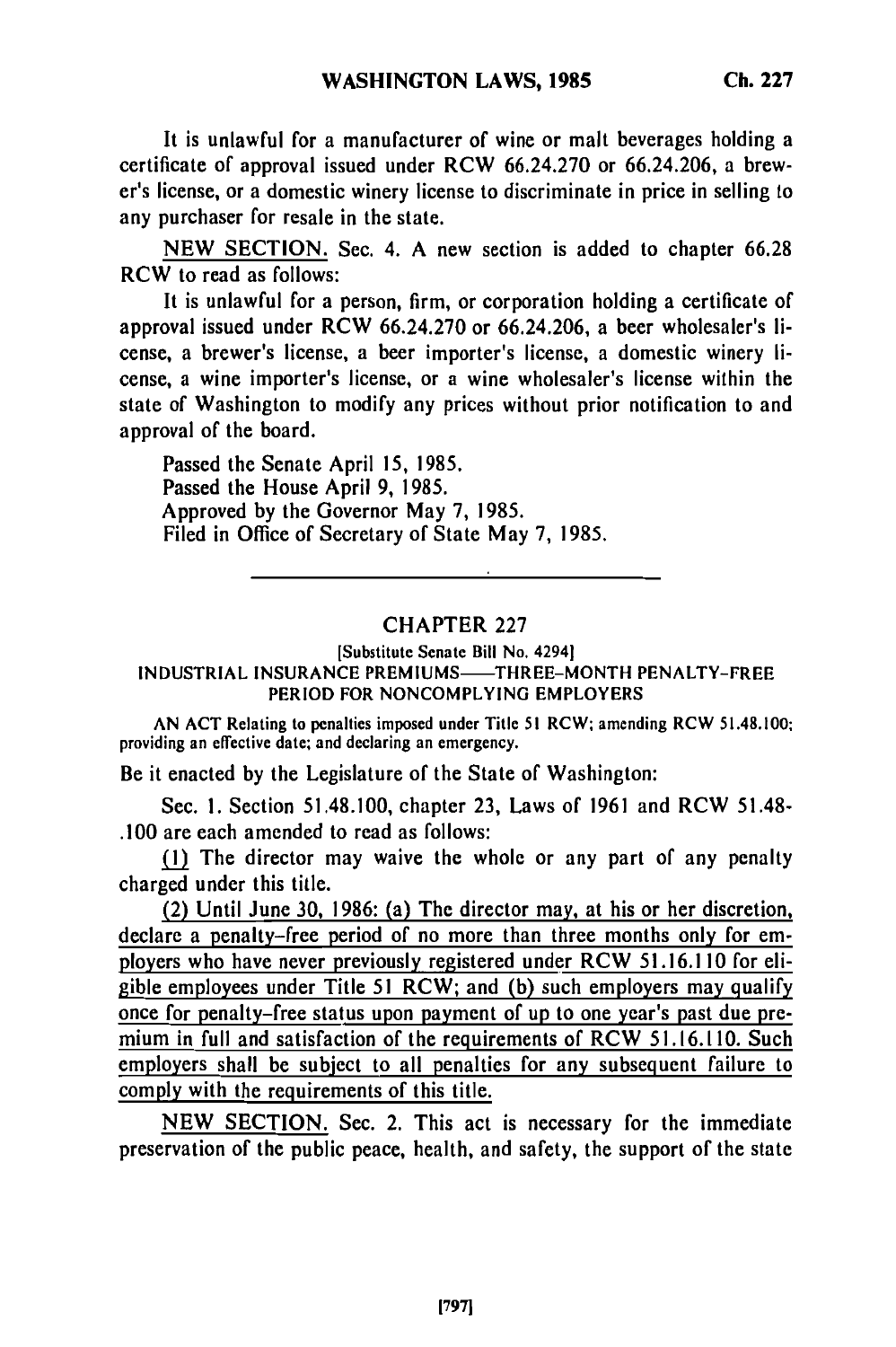It is unlawful for a manufacturer of wine or malt beverages holding a certificate of approval issued under RCW 66.24.270 or 66.24.206, a brewer's license, or a domestic winery license to discriminate in price in selling to any purchaser for resale in the state.

NEW SECTION. Sec. 4. A new section is added to chapter 66.28 RCW to read as follows:

It is unlawful for a person, firm, or corporation holding a certificate of approval issued under RCW 66.24.270 or 66.24.206, a beer wholesaler's license, a brewer's license, a beer importer's license, a domestic winery license, a wine importer's license, or a wine wholesaler's license within the state of Washington to modify any prices without prior notification to and approval of the board.

Passed the Senate April 15, 1985.
Passed the House April 9, 1985.
Approved by the Governor May 7, 1985.
Filed in Office of Secretary of State May 7, 1985.

---

## CHAPTER 227

[Substitute Senate Bill No. 4294]

### INDUSTRIAL INSURANCE PREMIUMS—THREE-MONTH PENALTY-FREE PERIOD FOR NONCOMPLYING EMPLOYERS

AN ACT Relating to penalties imposed under Title 51 RCW; amending RCW 51.48.100; providing an effective date; and declaring an emergency.

Be it enacted by the Legislature of the State of Washington:

Sec. 1. Section 51.48.100, chapter 23, Laws of 1961 and RCW 51.48.100 are each amended to read as follows:

(1) The director may waive the whole or any part of any penalty charged under this title.

(2) Until June 30, 1986: (a) The director may, at his or her discretion, declare a penalty-free period of no more than three months only for employers who have never previously registered under RCW 51.16.110 for eligible employees under Title 51 RCW; and (b) such employers may qualify once for penalty-free status upon payment of up to one year's past due premium in full and satisfaction of the requirements of RCW 51.16.110. Such employers shall be subject to all penalties for any subsequent failure to comply with the requirements of this title.

NEW SECTION. Sec. 2. This act is necessary for the immediate preservation of the public peace, health, and safety, the support of the state